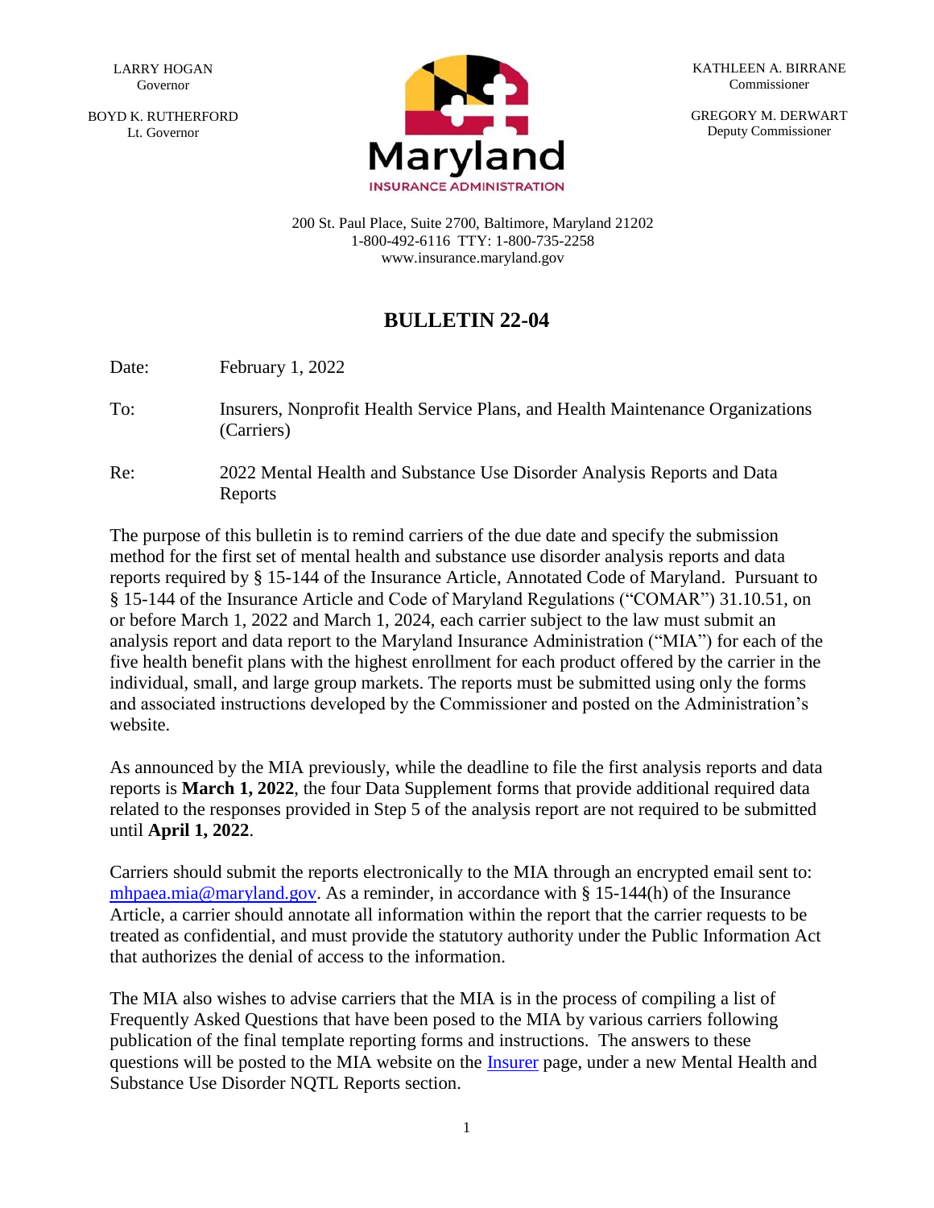LARRY HOGAN
Governor

BOYD K. RUTHERFORD
Lt. Governor

KATHLEEN A. BIRRANE
Commissioner

GREGORY M. DERWART
Deputy Commissioner

Maryland
INSURANCE ADMINISTRATION

200 St. Paul Place, Suite 2700, Baltimore, Maryland 21202
1-800-492-6116 TTY: 1-800-735-2258
www.insurance.maryland.gov

# BULLETIN 22-04

Date: February 1, 2022

To: Insurers, Nonprofit Health Service Plans, and Health Maintenance Organizations (Carriers)

Re: 2022 Mental Health and Substance Use Disorder Analysis Reports and Data Reports

The purpose of this bulletin is to remind carriers of the due date and specify the submission method for the first set of mental health and substance use disorder analysis reports and data reports required by § 15-144 of the Insurance Article, Annotated Code of Maryland. Pursuant to § 15-144 of the Insurance Article and Code of Maryland Regulations ("COMAR") 31.10.51, on or before March 1, 2022 and March 1, 2024, each carrier subject to the law must submit an analysis report and data report to the Maryland Insurance Administration ("MIA") for each of the five health benefit plans with the highest enrollment for each product offered by the carrier in the individual, small, and large group markets. The reports must be submitted using only the forms and associated instructions developed by the Commissioner and posted on the Administration's website.

As announced by the MIA previously, while the deadline to file the first analysis reports and data reports is **March 1, 2022**, the four Data Supplement forms that provide additional required data related to the responses provided in Step 5 of the analysis report are not required to be submitted until **April 1, 2022**.

Carriers should submit the reports electronically to the MIA through an encrypted email sent to: mhpaea.mia@maryland.gov. As a reminder, in accordance with § 15-144(h) of the Insurance Article, a carrier should annotate all information within the report that the carrier requests to be treated as confidential, and must provide the statutory authority under the Public Information Act that authorizes the denial of access to the information.

The MIA also wishes to advise carriers that the MIA is in the process of compiling a list of Frequently Asked Questions that have been posed to the MIA by various carriers following publication of the final template reporting forms and instructions. The answers to these questions will be posted to the MIA website on the Insurer page, under a new Mental Health and Substance Use Disorder NQTL Reports section.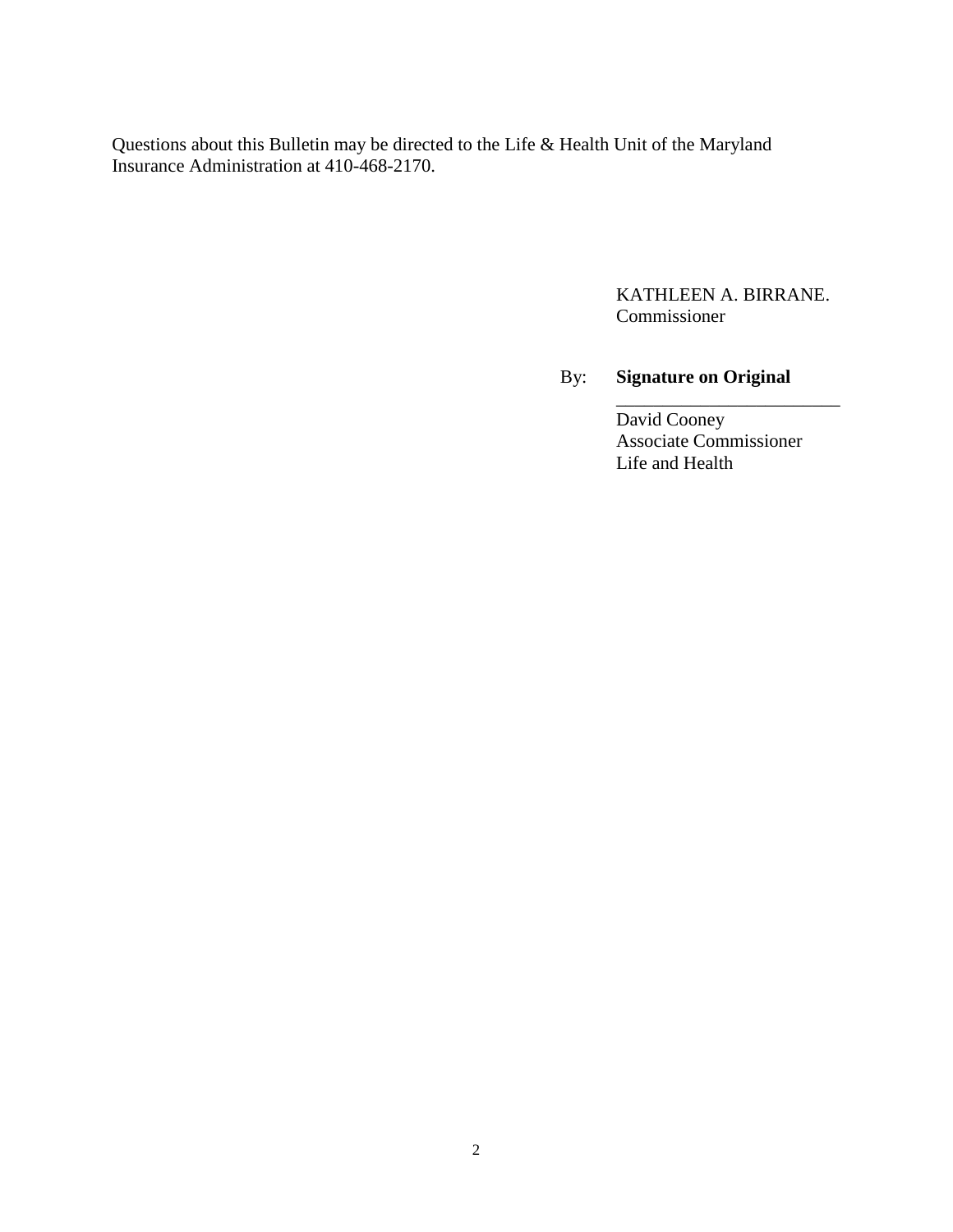Questions about this Bulletin may be directed to the Life & Health Unit of the Maryland Insurance Administration at 410-468-2170.

KATHLEEN A. BIRRANE.
Commissioner

By: **Signature on Original**

\_\_\_\_\_\_\_\_\_\_\_\_\_\_\_\_\_\_\_\_\_\_\_\_\_\_

David Cooney
Associate Commissioner
Life and Health